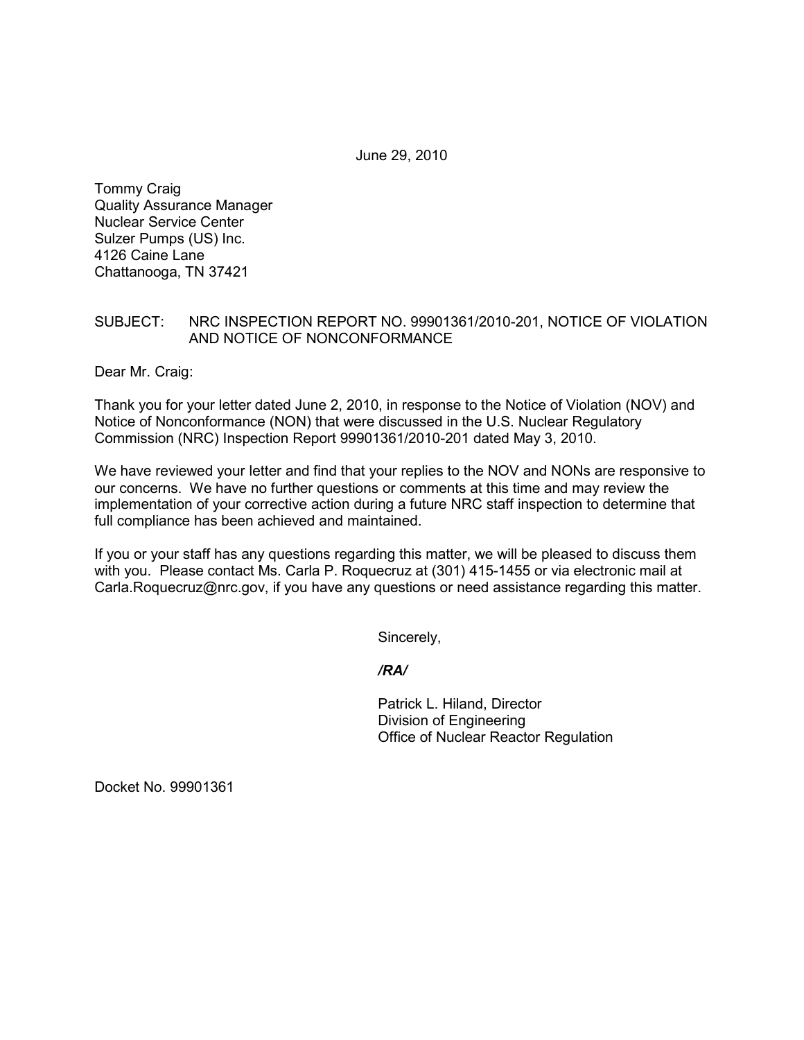June 29, 2010

Tommy Craig
Quality Assurance Manager
Nuclear Service Center
Sulzer Pumps (US) Inc.
4126 Caine Lane
Chattanooga, TN 37421

SUBJECT: NRC INSPECTION REPORT NO. 99901361/2010-201, NOTICE OF VIOLATION AND NOTICE OF NONCONFORMANCE

Dear Mr. Craig:

Thank you for your letter dated June 2, 2010, in response to the Notice of Violation (NOV) and Notice of Nonconformance (NON) that were discussed in the U.S. Nuclear Regulatory Commission (NRC) Inspection Report 99901361/2010-201 dated May 3, 2010.

We have reviewed your letter and find that your replies to the NOV and NONs are responsive to our concerns. We have no further questions or comments at this time and may review the implementation of your corrective action during a future NRC staff inspection to determine that full compliance has been achieved and maintained.

If you or your staff has any questions regarding this matter, we will be pleased to discuss them with you. Please contact Ms. Carla P. Roquecruz at (301) 415-1455 or via electronic mail at Carla.Roquecruz@nrc.gov, if you have any questions or need assistance regarding this matter.

Sincerely,

***/RA/***

Patrick L. Hiland, Director
Division of Engineering
Office of Nuclear Reactor Regulation

Docket No. 99901361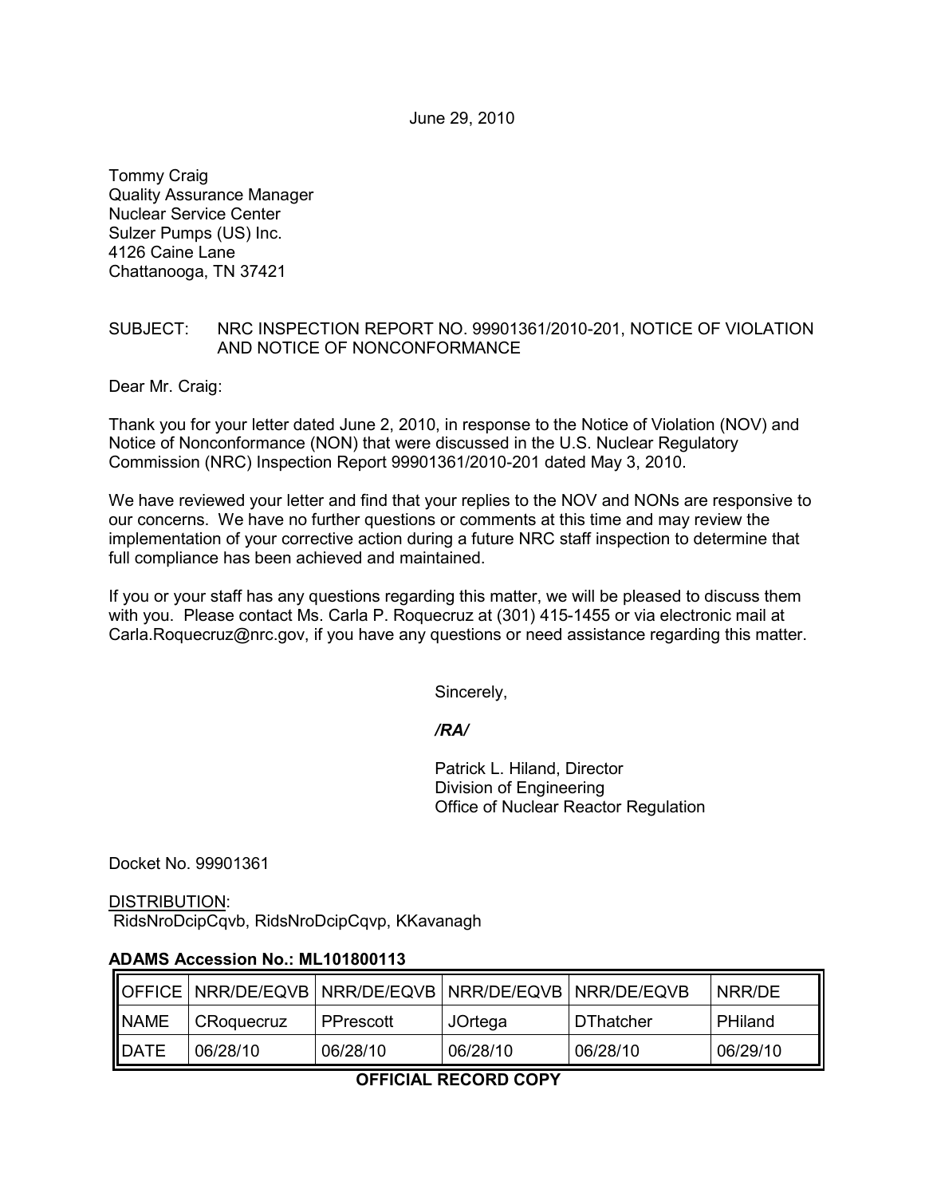June 29, 2010

Tommy Craig
Quality Assurance Manager
Nuclear Service Center
Sulzer Pumps (US) Inc.
4126 Caine Lane
Chattanooga, TN 37421

SUBJECT: NRC INSPECTION REPORT NO. 99901361/2010-201, NOTICE OF VIOLATION AND NOTICE OF NONCONFORMANCE

Dear Mr. Craig:

Thank you for your letter dated June 2, 2010, in response to the Notice of Violation (NOV) and Notice of Nonconformance (NON) that were discussed in the U.S. Nuclear Regulatory Commission (NRC) Inspection Report 99901361/2010-201 dated May 3, 2010.

We have reviewed your letter and find that your replies to the NOV and NONs are responsive to our concerns. We have no further questions or comments at this time and may review the implementation of your corrective action during a future NRC staff inspection to determine that full compliance has been achieved and maintained.

If you or your staff has any questions regarding this matter, we will be pleased to discuss them with you. Please contact Ms. Carla P. Roquecruz at (301) 415-1455 or via electronic mail at Carla.Roquecruz@nrc.gov, if you have any questions or need assistance regarding this matter.

Sincerely,

***/RA/***

Patrick L. Hiland, Director
Division of Engineering
Office of Nuclear Reactor Regulation

Docket No. 99901361

DISTRIBUTION:
RidsNroDcipCqvb, RidsNroDcipCqvp, KKavanagh

**ADAMS Accession No.: ML101800113**

| OFFICE | NRR/DE/EQVB | NRR/DE/EQVB | NRR/DE/EQVB | NRR/DE/EQVB | NRR/DE |
|---|---|---|---|---|---|
| NAME | CRoquecruz | PPrescott | JOrtega | DThatcher | PHiland |
| DATE | 06/28/10 | 06/28/10 | 06/28/10 | 06/28/10 | 06/29/10 |

**OFFICIAL RECORD COPY**